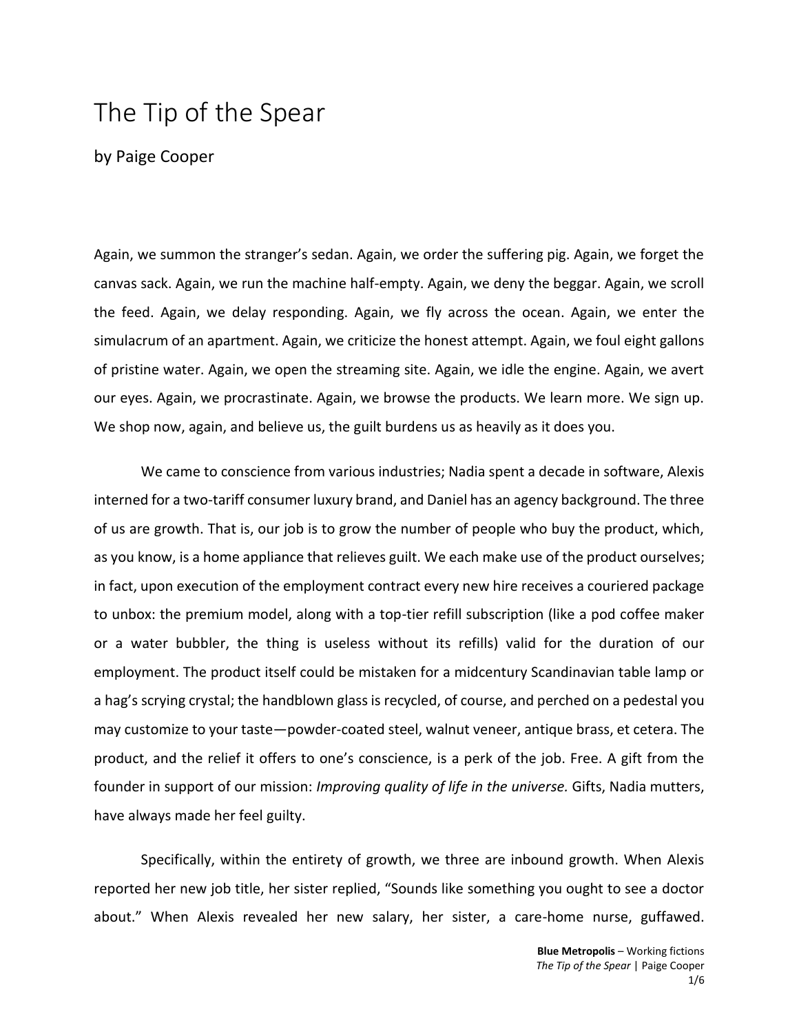# The Tip of the Spear

by Paige Cooper

Again, we summon the stranger's sedan. Again, we order the suffering pig. Again, we forget the canvas sack. Again, we run the machine half-empty. Again, we deny the beggar. Again, we scroll the feed. Again, we delay responding. Again, we fly across the ocean. Again, we enter the simulacrum of an apartment. Again, we criticize the honest attempt. Again, we foul eight gallons of pristine water. Again, we open the streaming site. Again, we idle the engine. Again, we avert our eyes. Again, we procrastinate. Again, we browse the products. We learn more. We sign up. We shop now, again, and believe us, the guilt burdens us as heavily as it does you.

We came to conscience from various industries; Nadia spent a decade in software, Alexis interned for a two-tariff consumer luxury brand, and Daniel has an agency background. The three of us are growth. That is, our job is to grow the number of people who buy the product, which, as you know, is a home appliance that relieves guilt. We each make use of the product ourselves; in fact, upon execution of the employment contract every new hire receives a couriered package to unbox: the premium model, along with a top-tier refill subscription (like a pod coffee maker or a water bubbler, the thing is useless without its refills) valid for the duration of our employment. The product itself could be mistaken for a midcentury Scandinavian table lamp or a hag's scrying crystal; the handblown glass is recycled, of course, and perched on a pedestal you may customize to your taste—powder-coated steel, walnut veneer, antique brass, et cetera. The product, and the relief it offers to one's conscience, is a perk of the job. Free. A gift from the founder in support of our mission: *Improving quality of life in the universe.* Gifts, Nadia mutters, have always made her feel guilty.

Specifically, within the entirety of growth, we three are inbound growth. When Alexis reported her new job title, her sister replied, "Sounds like something you ought to see a doctor about." When Alexis revealed her new salary, her sister, a care-home nurse, guffawed.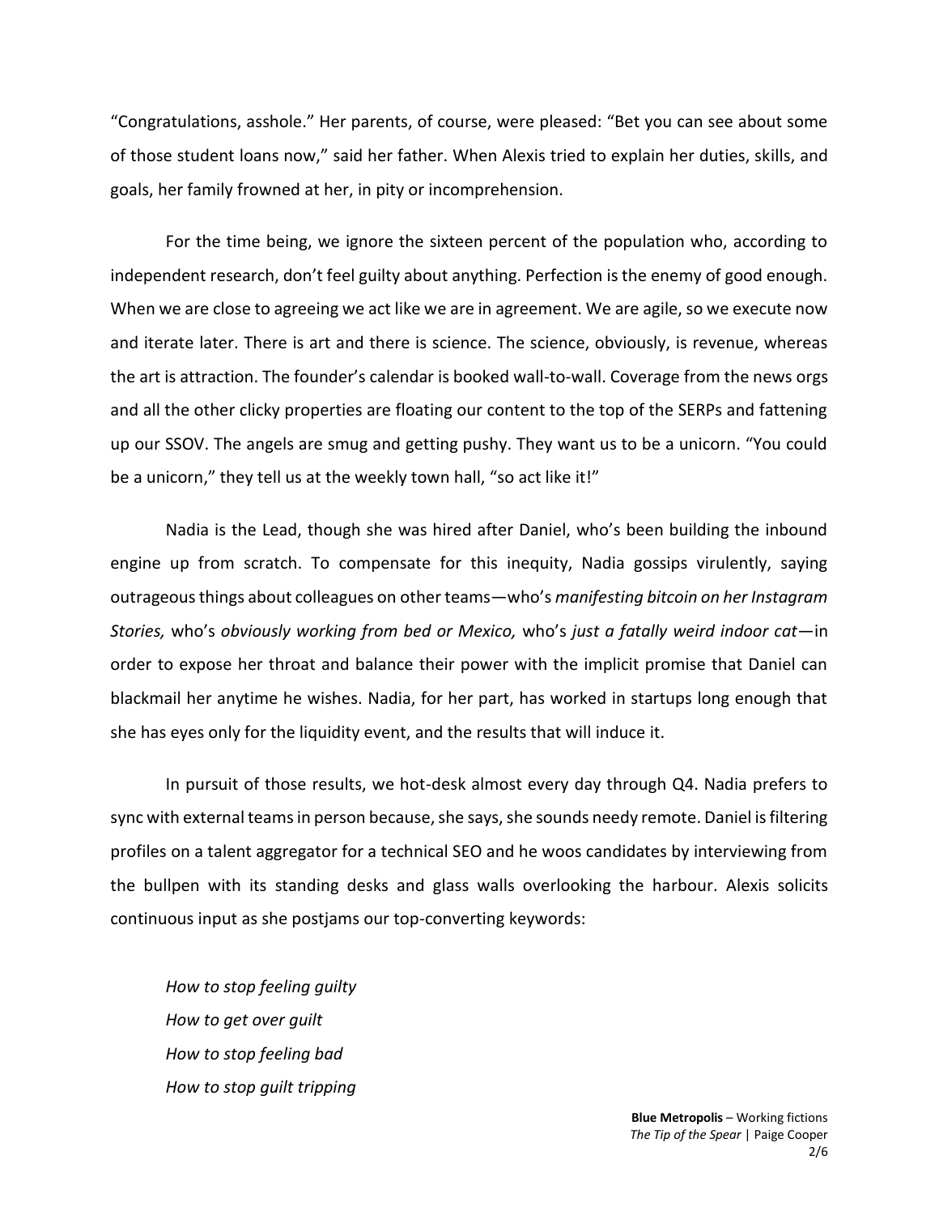"Congratulations, asshole." Her parents, of course, were pleased: "Bet you can see about some of those student loans now," said her father. When Alexis tried to explain her duties, skills, and goals, her family frowned at her, in pity or incomprehension.

For the time being, we ignore the sixteen percent of the population who, according to independent research, don't feel guilty about anything. Perfection is the enemy of good enough. When we are close to agreeing we act like we are in agreement. We are agile, so we execute now and iterate later. There is art and there is science. The science, obviously, is revenue, whereas the art is attraction. The founder's calendar is booked wall-to-wall. Coverage from the news orgs and all the other clicky properties are floating our content to the top of the SERPs and fattening up our SSOV. The angels are smug and getting pushy. They want us to be a unicorn. "You could be a unicorn," they tell us at the weekly town hall, "so act like it!"

Nadia is the Lead, though she was hired after Daniel, who's been building the inbound engine up from scratch. To compensate for this inequity, Nadia gossips virulently, saying outrageous things about colleagues on other teams—who's *manifesting bitcoin on her Instagram Stories,* who's *obviously working from bed or Mexico,* who's *just a fatally weird indoor cat*—in order to expose her throat and balance their power with the implicit promise that Daniel can blackmail her anytime he wishes. Nadia, for her part, has worked in startups long enough that she has eyes only for the liquidity event, and the results that will induce it.

In pursuit of those results, we hot-desk almost every day through Q4. Nadia prefers to sync with external teams in person because, she says, she sounds needy remote. Daniel is filtering profiles on a talent aggregator for a technical SEO and he woos candidates by interviewing from the bullpen with its standing desks and glass walls overlooking the harbour. Alexis solicits continuous input as she postjams our top-converting keywords:

*How to stop feeling guilty*
*How to get over guilt*
*How to stop feeling bad*
*How to stop guilt tripping*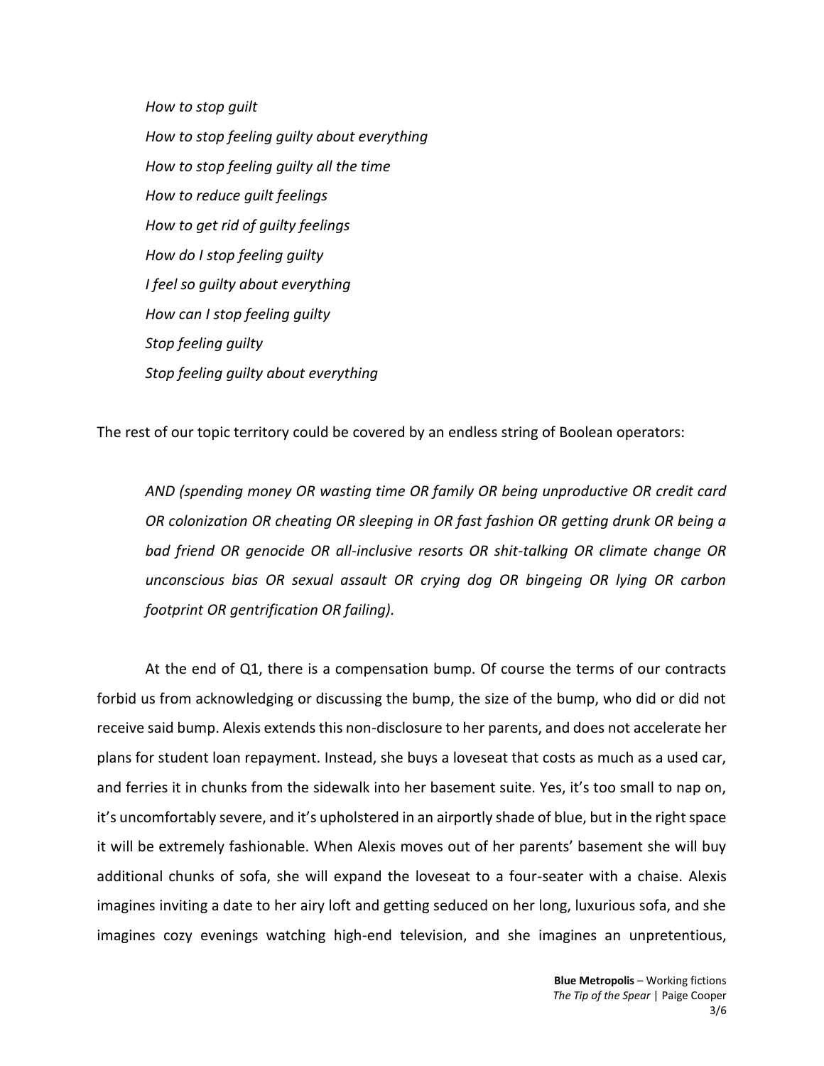*How to stop guilt*

*How to stop feeling guilty about everything*

*How to stop feeling guilty all the time*

*How to reduce guilt feelings*

*How to get rid of guilty feelings*

*How do I stop feeling guilty*

*I feel so guilty about everything*

*How can I stop feeling guilty*

*Stop feeling guilty*

*Stop feeling guilty about everything*

The rest of our topic territory could be covered by an endless string of Boolean operators:

*AND (spending money OR wasting time OR family OR being unproductive OR credit card OR colonization OR cheating OR sleeping in OR fast fashion OR getting drunk OR being a bad friend OR genocide OR all-inclusive resorts OR shit-talking OR climate change OR unconscious bias OR sexual assault OR crying dog OR bingeing OR lying OR carbon footprint OR gentrification OR failing).*

At the end of Q1, there is a compensation bump. Of course the terms of our contracts forbid us from acknowledging or discussing the bump, the size of the bump, who did or did not receive said bump. Alexis extends this non-disclosure to her parents, and does not accelerate her plans for student loan repayment. Instead, she buys a loveseat that costs as much as a used car, and ferries it in chunks from the sidewalk into her basement suite. Yes, it's too small to nap on, it's uncomfortably severe, and it's upholstered in an airportly shade of blue, but in the right space it will be extremely fashionable. When Alexis moves out of her parents' basement she will buy additional chunks of sofa, she will expand the loveseat to a four-seater with a chaise. Alexis imagines inviting a date to her airy loft and getting seduced on her long, luxurious sofa, and she imagines cozy evenings watching high-end television, and she imagines an unpretentious,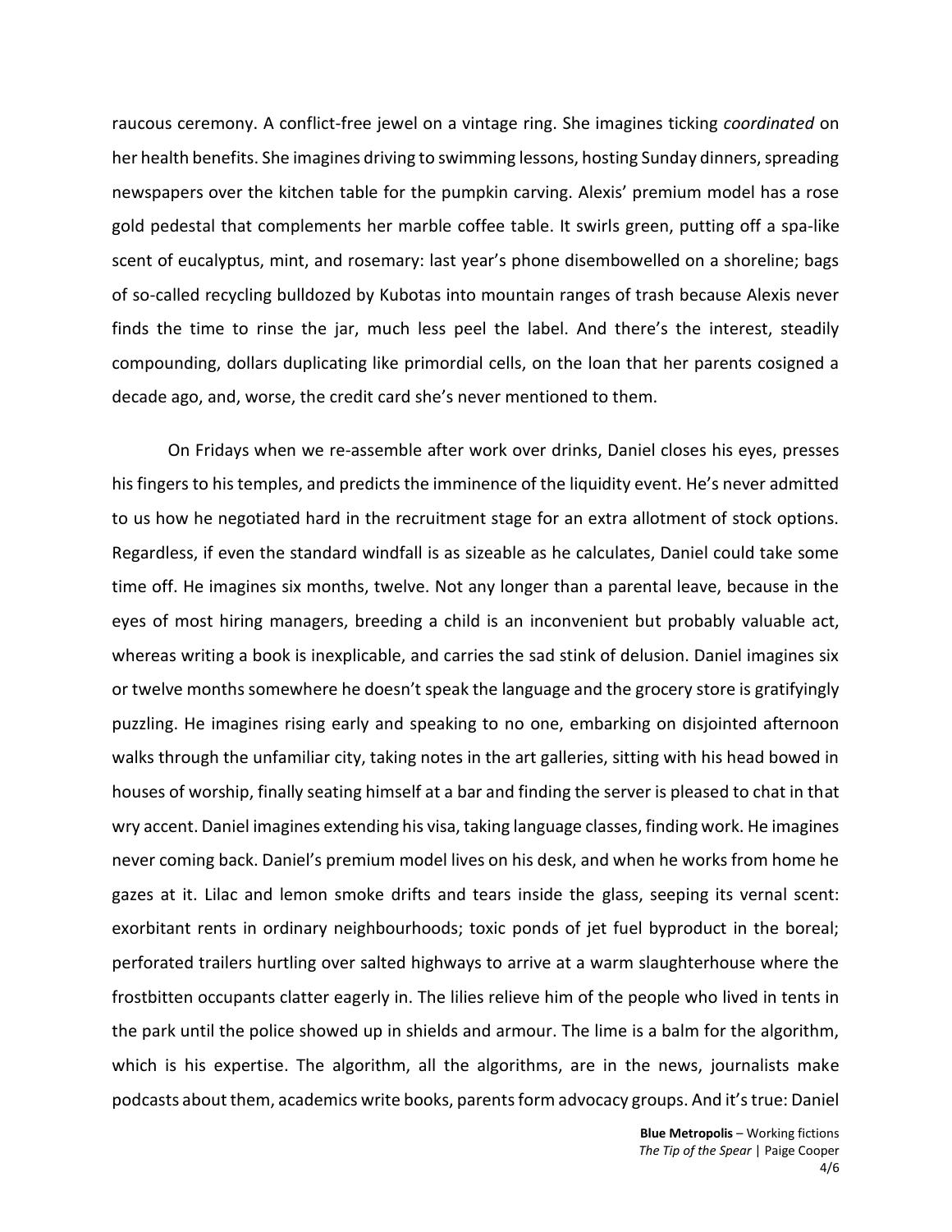raucous ceremony. A conflict-free jewel on a vintage ring. She imagines ticking *coordinated* on her health benefits. She imagines driving to swimming lessons, hosting Sunday dinners, spreading newspapers over the kitchen table for the pumpkin carving. Alexis' premium model has a rose gold pedestal that complements her marble coffee table. It swirls green, putting off a spa-like scent of eucalyptus, mint, and rosemary: last year's phone disembowelled on a shoreline; bags of so-called recycling bulldozed by Kubotas into mountain ranges of trash because Alexis never finds the time to rinse the jar, much less peel the label. And there's the interest, steadily compounding, dollars duplicating like primordial cells, on the loan that her parents cosigned a decade ago, and, worse, the credit card she's never mentioned to them.

On Fridays when we re-assemble after work over drinks, Daniel closes his eyes, presses his fingers to his temples, and predicts the imminence of the liquidity event. He's never admitted to us how he negotiated hard in the recruitment stage for an extra allotment of stock options. Regardless, if even the standard windfall is as sizeable as he calculates, Daniel could take some time off. He imagines six months, twelve. Not any longer than a parental leave, because in the eyes of most hiring managers, breeding a child is an inconvenient but probably valuable act, whereas writing a book is inexplicable, and carries the sad stink of delusion. Daniel imagines six or twelve months somewhere he doesn't speak the language and the grocery store is gratifyingly puzzling. He imagines rising early and speaking to no one, embarking on disjointed afternoon walks through the unfamiliar city, taking notes in the art galleries, sitting with his head bowed in houses of worship, finally seating himself at a bar and finding the server is pleased to chat in that wry accent. Daniel imagines extending his visa, taking language classes, finding work. He imagines never coming back. Daniel's premium model lives on his desk, and when he works from home he gazes at it. Lilac and lemon smoke drifts and tears inside the glass, seeping its vernal scent: exorbitant rents in ordinary neighbourhoods; toxic ponds of jet fuel byproduct in the boreal; perforated trailers hurtling over salted highways to arrive at a warm slaughterhouse where the frostbitten occupants clatter eagerly in. The lilies relieve him of the people who lived in tents in the park until the police showed up in shields and armour. The lime is a balm for the algorithm, which is his expertise. The algorithm, all the algorithms, are in the news, journalists make podcasts about them, academics write books, parents form advocacy groups. And it's true: Daniel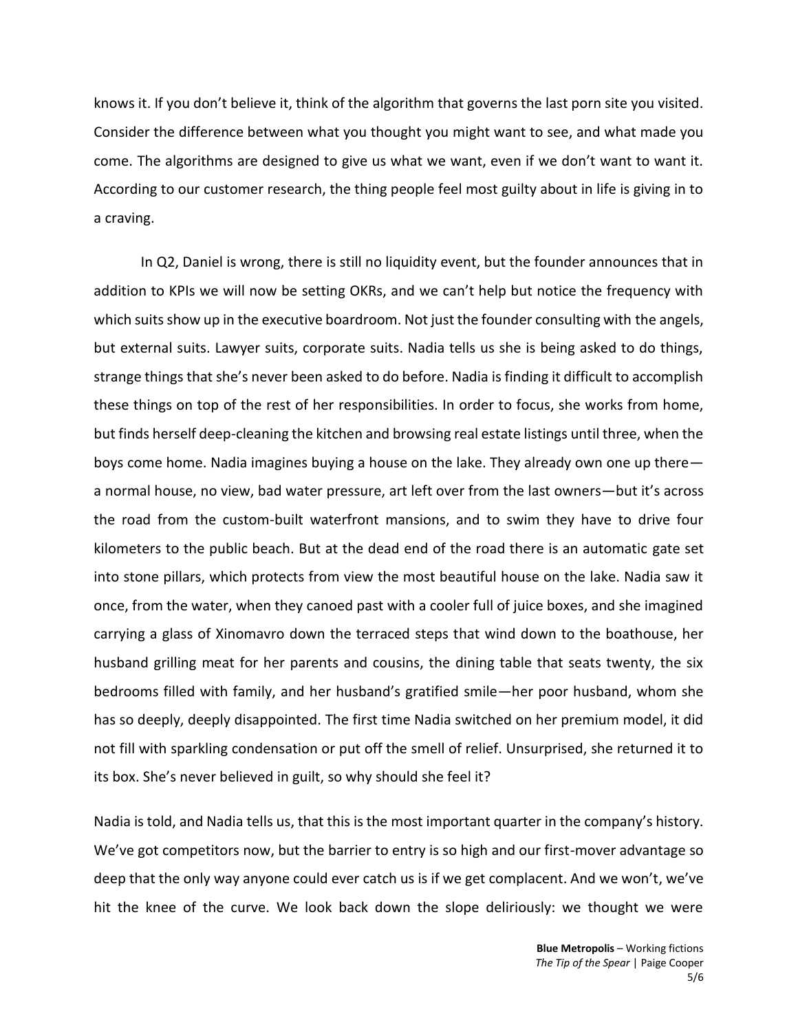knows it. If you don't believe it, think of the algorithm that governs the last porn site you visited. Consider the difference between what you thought you might want to see, and what made you come. The algorithms are designed to give us what we want, even if we don't want to want it. According to our customer research, the thing people feel most guilty about in life is giving in to a craving.

In Q2, Daniel is wrong, there is still no liquidity event, but the founder announces that in addition to KPIs we will now be setting OKRs, and we can't help but notice the frequency with which suits show up in the executive boardroom. Not just the founder consulting with the angels, but external suits. Lawyer suits, corporate suits. Nadia tells us she is being asked to do things, strange things that she's never been asked to do before. Nadia is finding it difficult to accomplish these things on top of the rest of her responsibilities. In order to focus, she works from home, but finds herself deep-cleaning the kitchen and browsing real estate listings until three, when the boys come home. Nadia imagines buying a house on the lake. They already own one up there—a normal house, no view, bad water pressure, art left over from the last owners—but it's across the road from the custom-built waterfront mansions, and to swim they have to drive four kilometers to the public beach. But at the dead end of the road there is an automatic gate set into stone pillars, which protects from view the most beautiful house on the lake. Nadia saw it once, from the water, when they canoed past with a cooler full of juice boxes, and she imagined carrying a glass of Xinomavro down the terraced steps that wind down to the boathouse, her husband grilling meat for her parents and cousins, the dining table that seats twenty, the six bedrooms filled with family, and her husband's gratified smile—her poor husband, whom she has so deeply, deeply disappointed. The first time Nadia switched on her premium model, it did not fill with sparkling condensation or put off the smell of relief. Unsurprised, she returned it to its box. She's never believed in guilt, so why should she feel it?

Nadia is told, and Nadia tells us, that this is the most important quarter in the company's history. We've got competitors now, but the barrier to entry is so high and our first-mover advantage so deep that the only way anyone could ever catch us is if we get complacent. And we won't, we've hit the knee of the curve. We look back down the slope deliriously: we thought we were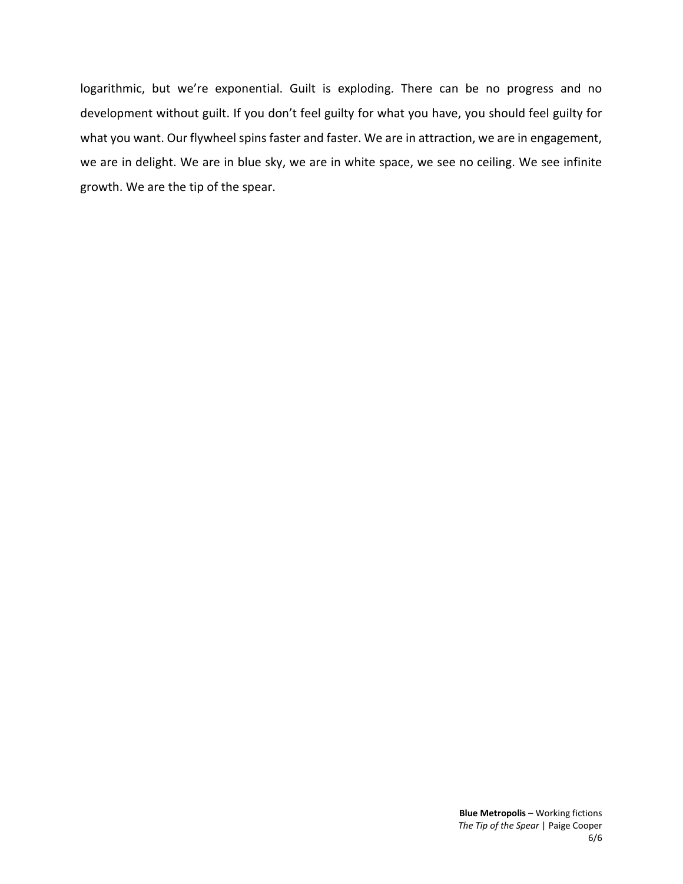logarithmic, but we’re exponential. Guilt is exploding. There can be no progress and no development without guilt. If you don’t feel guilty for what you have, you should feel guilty for what you want. Our flywheel spins faster and faster. We are in attraction, we are in engagement, we are in delight. We are in blue sky, we are in white space, we see no ceiling. We see infinite growth. We are the tip of the spear.